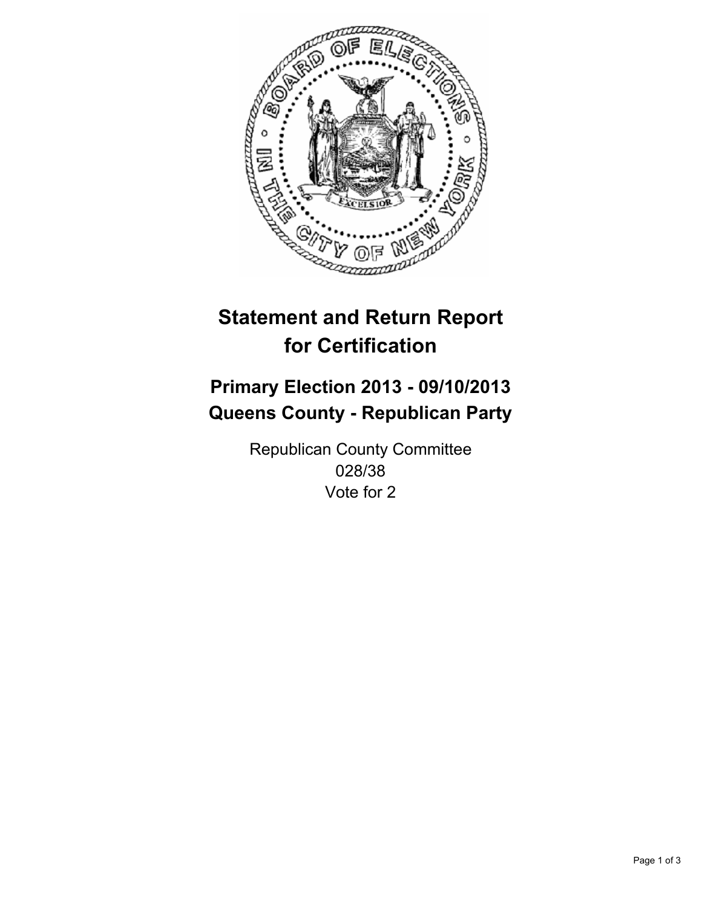# Statement and Return Report for Certification

## Primary Election 2013 - 09/10/2013
## Queens County - Republican Party

Republican County Committee
028/38
Vote for 2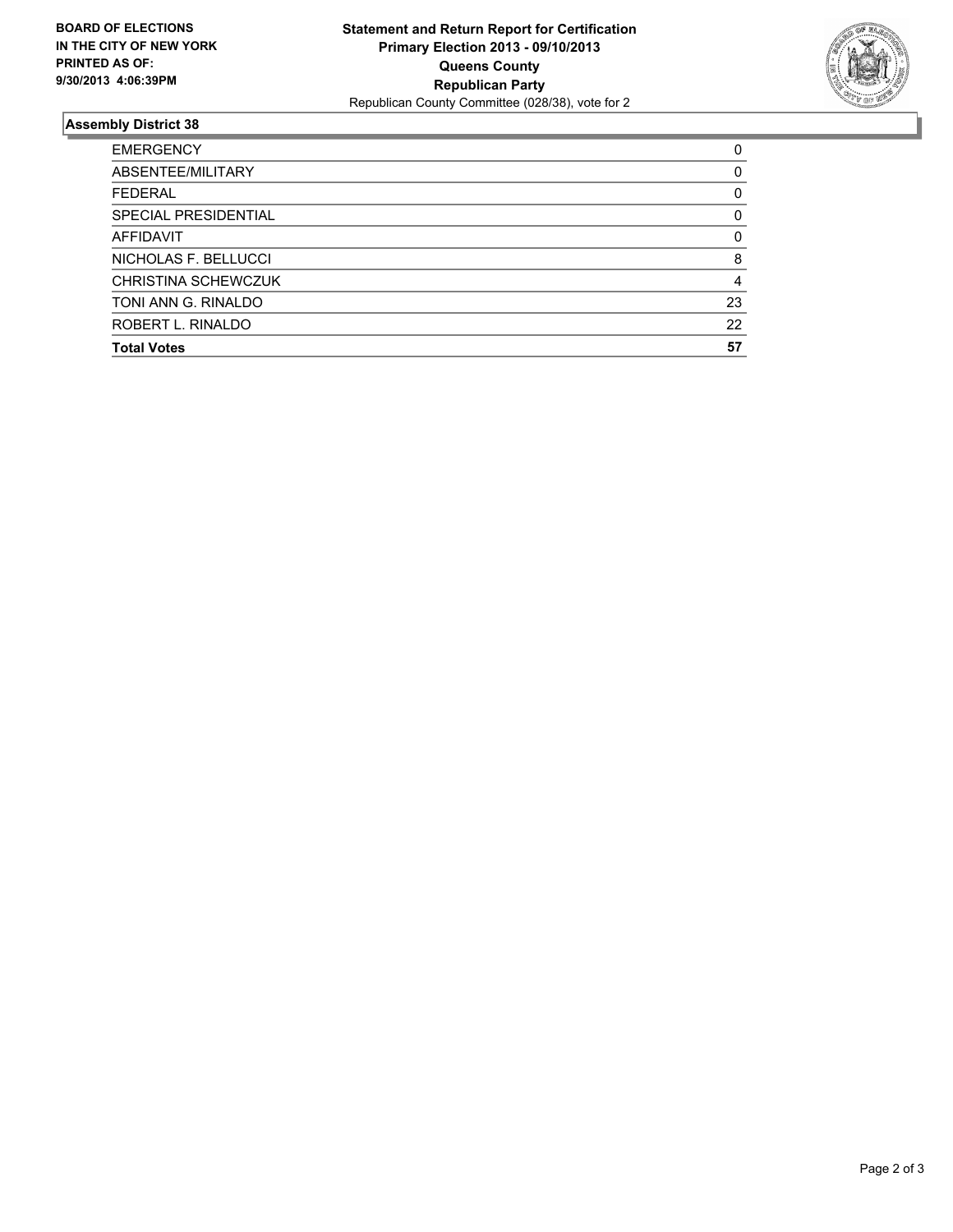**BOARD OF ELECTIONS IN THE CITY OF NEW YORK PRINTED AS OF: 9/30/2013 4:06:39PM**

**Statement and Return Report for Certification**
**Primary Election 2013 - 09/10/2013**
**Queens County**
**Republican Party**
Republican County Committee (028/38), vote for 2

## Assembly District 38

| | |
|---|---|
| EMERGENCY | 0 |
| ABSENTEE/MILITARY | 0 |
| FEDERAL | 0 |
| SPECIAL PRESIDENTIAL | 0 |
| AFFIDAVIT | 0 |
| NICHOLAS F. BELLUCCI | 8 |
| CHRISTINA SCHEWCZUK | 4 |
| TONI ANN G. RINALDO | 23 |
| ROBERT L. RINALDO | 22 |
| **Total Votes** | **57** |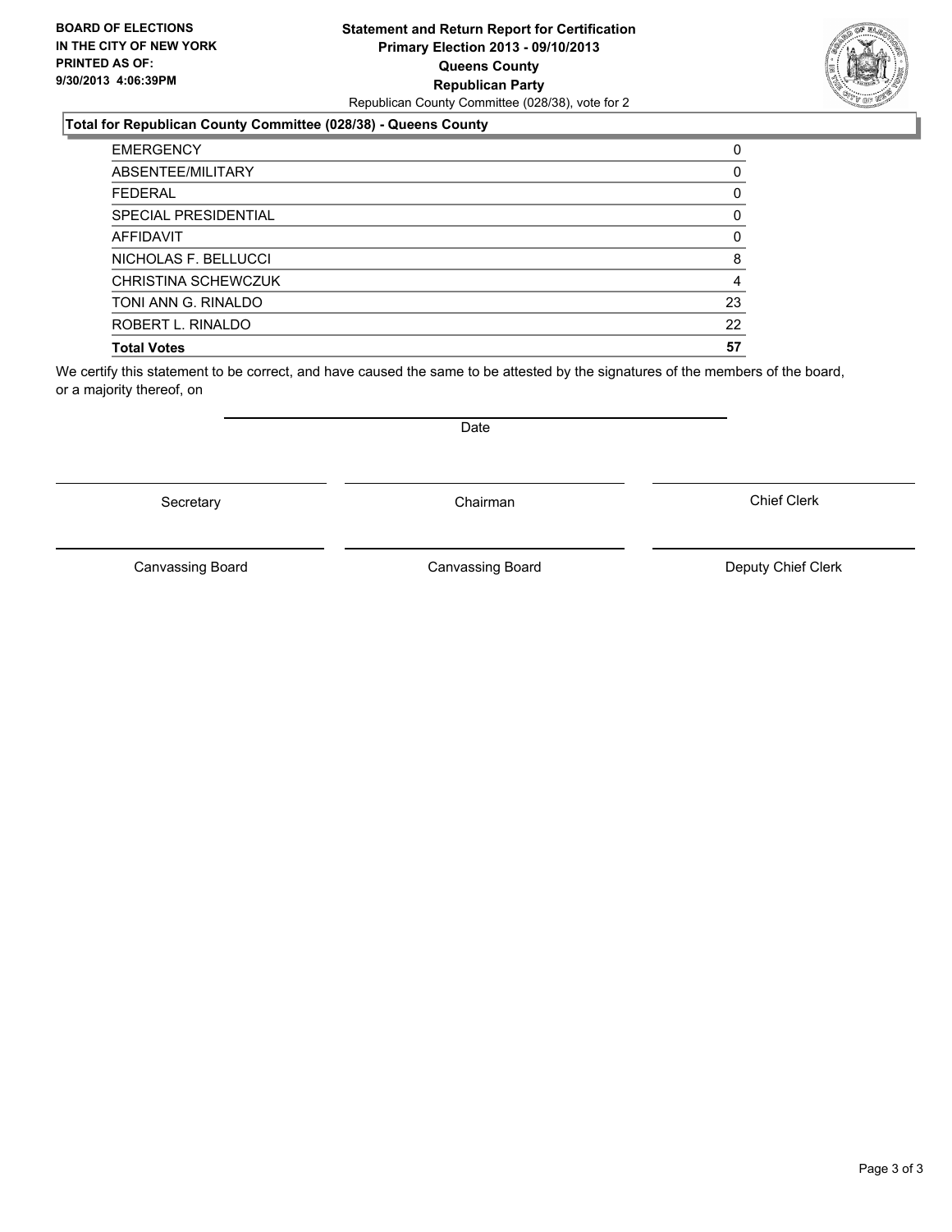**BOARD OF ELECTIONS IN THE CITY OF NEW YORK PRINTED AS OF: 9/30/2013 4:06:39PM**

**Statement and Return Report for Certification**
**Primary Election 2013 - 09/10/2013**
**Queens County**
**Republican Party**
Republican County Committee (028/38), vote for 2

### Total for Republican County Committee (028/38) - Queens County

| | |
|---|---|
| EMERGENCY | 0 |
| ABSENTEE/MILITARY | 0 |
| FEDERAL | 0 |
| SPECIAL PRESIDENTIAL | 0 |
| AFFIDAVIT | 0 |
| NICHOLAS F. BELLUCCI | 8 |
| CHRISTINA SCHEWCZUK | 4 |
| TONI ANN G. RINALDO | 23 |
| ROBERT L. RINALDO | 22 |
| **Total Votes** | **57** |

We certify this statement to be correct, and have caused the same to be attested by the signatures of the members of the board, or a majority thereof, on

Date

Secretary

Chairman

Chief Clerk

Canvassing Board

Canvassing Board

Deputy Chief Clerk